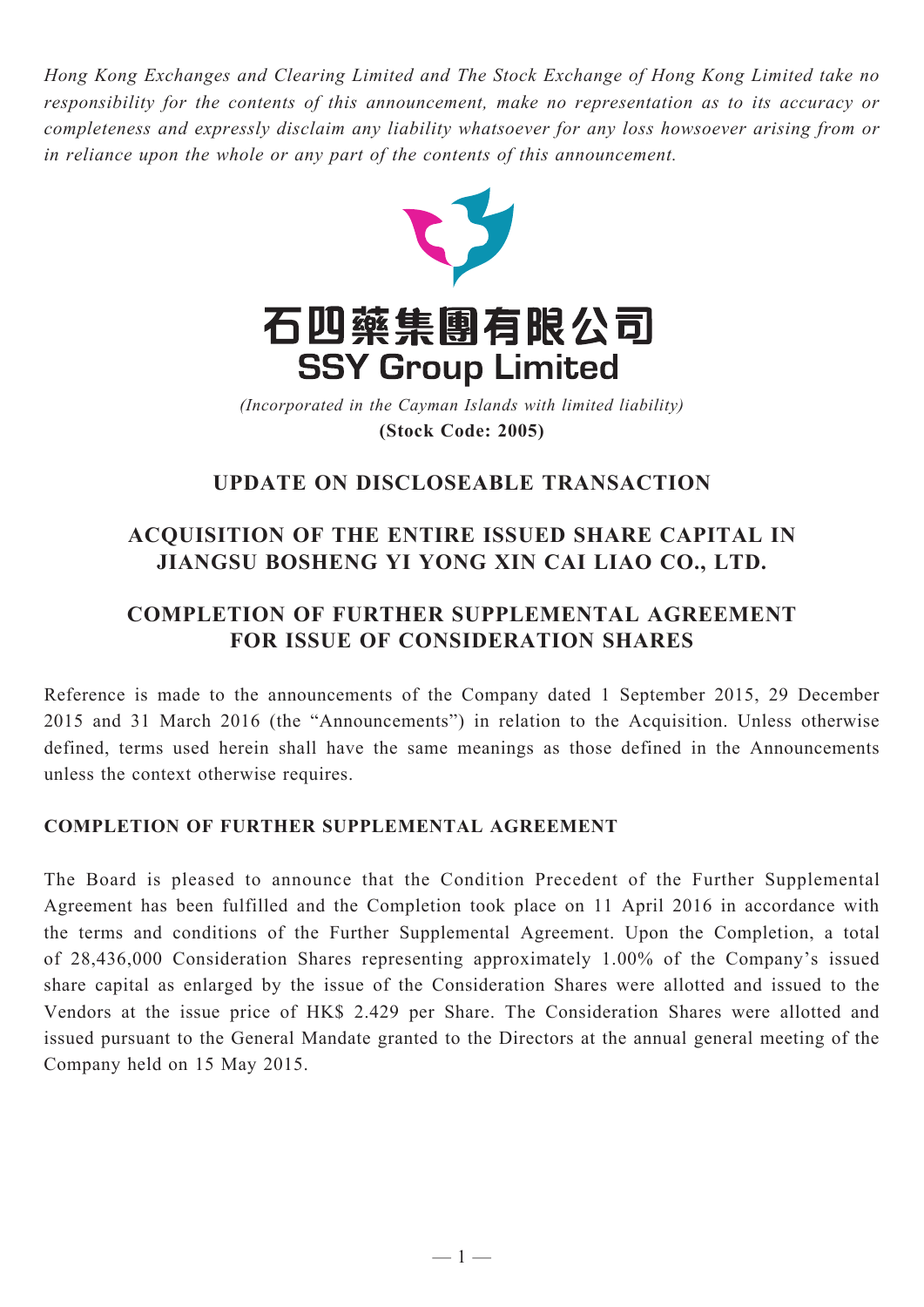*Hong Kong Exchanges and Clearing Limited and The Stock Exchange of Hong Kong Limited take no responsibility for the contents of this announcement, make no representation as to its accuracy or completeness and expressly disclaim any liability whatsoever for any loss howsoever arising from or in reliance upon the whole or any part of the contents of this announcement.*

# 石四藥集團有限公司
# SSY Group Limited

*(Incorporated in the Cayman Islands with limited liability)*

**(Stock Code: 2005)**

## UPDATE ON DISCLOSEABLE TRANSACTION

## ACQUISITION OF THE ENTIRE ISSUED SHARE CAPITAL IN JIANGSU BOSHENG YI YONG XIN CAI LIAO CO., LTD.

## COMPLETION OF FURTHER SUPPLEMENTAL AGREEMENT FOR ISSUE OF CONSIDERATION SHARES

Reference is made to the announcements of the Company dated 1 September 2015, 29 December 2015 and 31 March 2016 (the "Announcements") in relation to the Acquisition. Unless otherwise defined, terms used herein shall have the same meanings as those defined in the Announcements unless the context otherwise requires.

### COMPLETION OF FURTHER SUPPLEMENTAL AGREEMENT

The Board is pleased to announce that the Condition Precedent of the Further Supplemental Agreement has been fulfilled and the Completion took place on 11 April 2016 in accordance with the terms and conditions of the Further Supplemental Agreement. Upon the Completion, a total of 28,436,000 Consideration Shares representing approximately 1.00% of the Company's issued share capital as enlarged by the issue of the Consideration Shares were allotted and issued to the Vendors at the issue price of HK$ 2.429 per Share. The Consideration Shares were allotted and issued pursuant to the General Mandate granted to the Directors at the annual general meeting of the Company held on 15 May 2015.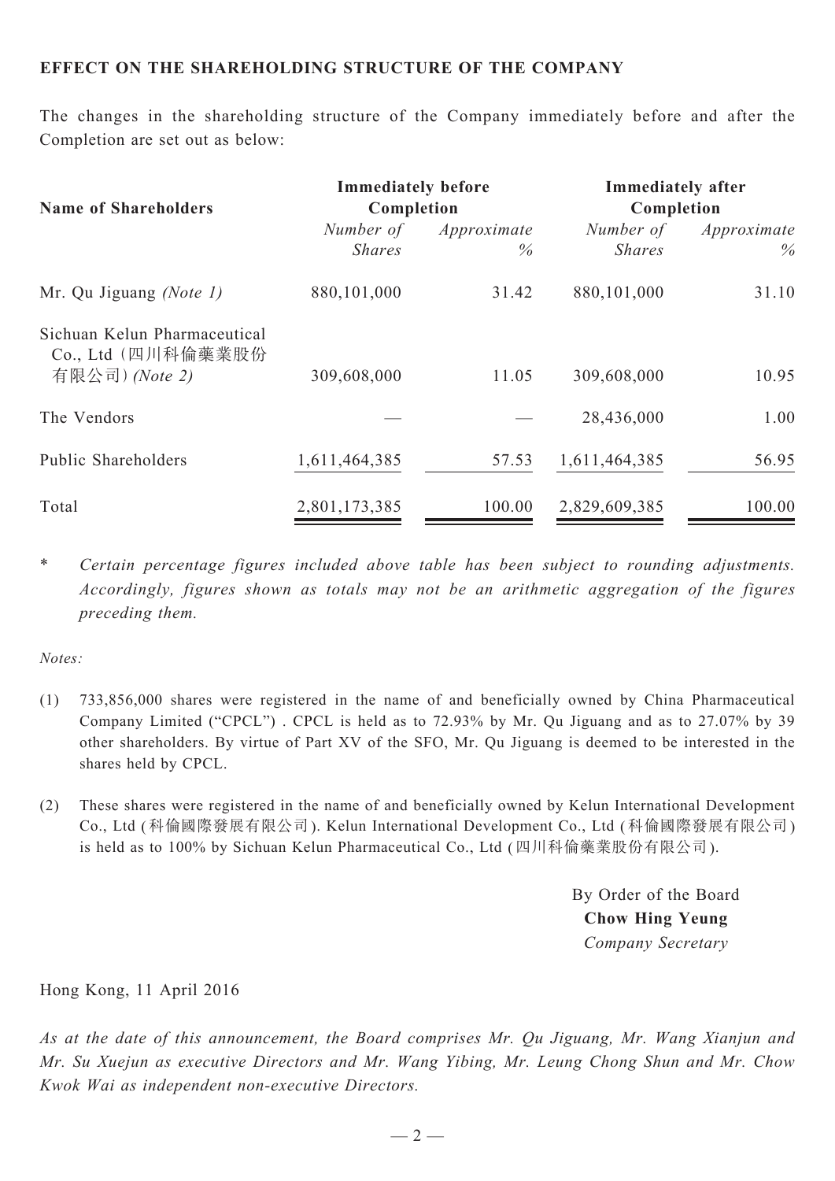**EFFECT ON THE SHAREHOLDING STRUCTURE OF THE COMPANY**

The changes in the shareholding structure of the Company immediately before and after the Completion are set out as below:

| Name of Shareholders | Immediately before Completion | | Immediately after Completion | |
|---|---|---|---|---|
| | *Number of Shares* | *Approximate %* | *Number of Shares* | *Approximate %* |
| Mr. Qu Jiguang *(Note 1)* | 880,101,000 | 31.42 | 880,101,000 | 31.10 |
| Sichuan Kelun Pharmaceutical Co., Ltd（四川科倫藥業股份有限公司）*(Note 2)* | 309,608,000 | 11.05 | 309,608,000 | 10.95 |
| The Vendors | — | — | 28,436,000 | 1.00 |
| Public Shareholders | 1,611,464,385 | 57.53 | 1,611,464,385 | 56.95 |
| Total | 2,801,173,385 | 100.00 | 2,829,609,385 | 100.00 |

\* *Certain percentage figures included above table has been subject to rounding adjustments. Accordingly, figures shown as totals may not be an arithmetic aggregation of the figures preceding them.*

*Notes:*

(1) 733,856,000 shares were registered in the name of and beneficially owned by China Pharmaceutical Company Limited ("CPCL") . CPCL is held as to 72.93% by Mr. Qu Jiguang and as to 27.07% by 39 other shareholders. By virtue of Part XV of the SFO, Mr. Qu Jiguang is deemed to be interested in the shares held by CPCL.

(2) These shares were registered in the name of and beneficially owned by Kelun International Development Co., Ltd (科倫國際發展有限公司). Kelun International Development Co., Ltd (科倫國際發展有限公司) is held as to 100% by Sichuan Kelun Pharmaceutical Co., Ltd (四川科倫藥業股份有限公司).

By Order of the Board
**Chow Hing Yeung**
*Company Secretary*

Hong Kong, 11 April 2016

*As at the date of this announcement, the Board comprises Mr. Qu Jiguang, Mr. Wang Xianjun and Mr. Su Xuejun as executive Directors and Mr. Wang Yibing, Mr. Leung Chong Shun and Mr. Chow Kwok Wai as independent non-executive Directors.*